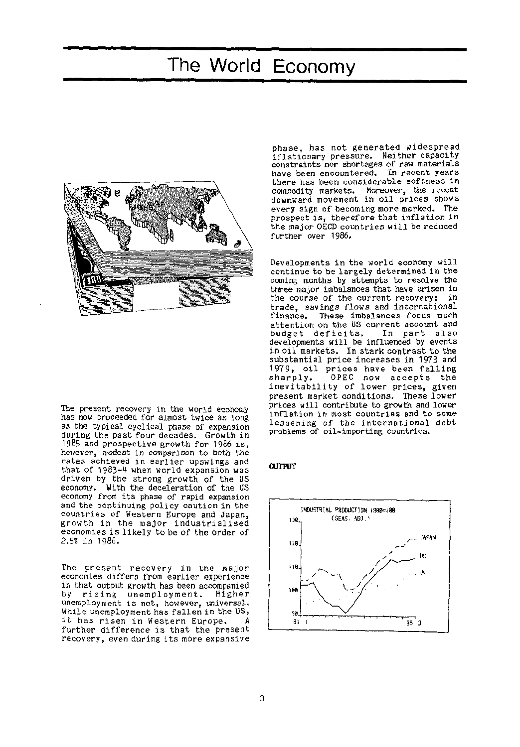# The World Economy

The present recovery in the world economy has now proceeded for almost twice as long as the typical cyclical phase of expansion during the past four decades. Growth in 1985 and prospective growth for 1986 is, however, modest in comparison to both the rates achieved in earlier upswings and that of 1983-4 when world expansion was driven by the strong growth of the US economy. With the deceleration of the US economy from its phase of rapid expansion and the continuing policy caution in the countries of Western Europe and Japan, growth in the major industrialised economies is likely to be of the order of 2.5% in 1986.

The present recovery in the major economies differs from earlier experience in that output growth has been accompanied by rising unemployment. Higher unemployment is not, however, universal. While unemployment has fallen in the US, it has risen in Western Europe. A further difference is that the present recovery, even during its more expansive phase, has not generated widespread inflationary pressure. Neither capacity constraints nor shortages of raw materials have been encountered. In recent years there has been considerable softness in commodity markets. Moreover, the recent downward movement in oil prices shows every sign of becoming more marked. The prospect is, therefore that inflation in the major OECD countries will be reduced further over 1986.

Developments in the world economy will continue to be largely determined in the coming months by attempts to resolve the three major imbalances that have arisen in the course of the current recovery: in trade, savings flows and international finance. These imbalances focus much attention on the US current account and budget deficits. In part also developments will be influenced by events in oil markets. In stark contrast to the substantial price increases in 1973 and 1979, oil prices have been falling sharply. OPEC now accepts the inevitability of lower prices, given present market conditions. These lower prices will contribute to growth and lower inflation in most countries and to some lessening of the international debt problems of oil-importing countries.

## OUTPUT

INDUSTRIAL PRODUCTION 1980=100 (SEAS. ADJ.)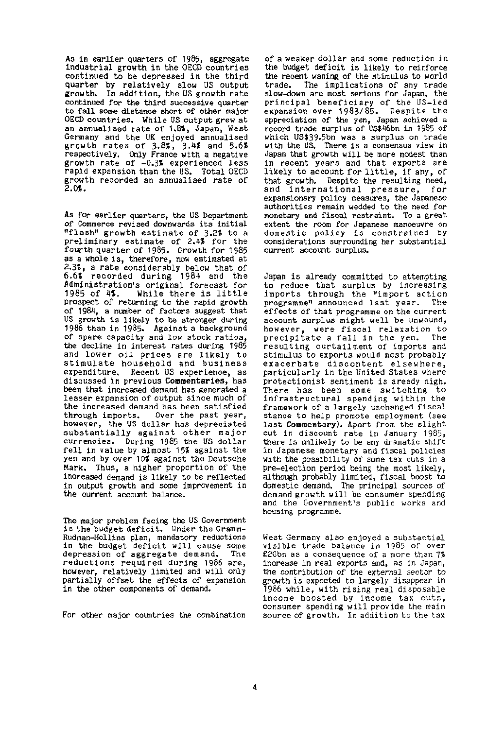As in earlier quarters of 1985, aggregate industrial growth in the OECD countries continued to be depressed in the third quarter by relatively slow US output growth. In addition, the US growth rate continued for the third successive quarter to fall some distance short of other major OECD countries. While US output grew at an annualised rate of 1.8%, Japan, West Germany and the UK enjoyed annualised growth rates of 3.8%, 3.4% and 5.6% respectively. Only France with a negative growth rate of -0.3% experienced less rapid expansion than the US. Total OECD growth recorded an annualised rate of 2.0%.

As for earlier quarters, the US Department of Commerce revised downwards its initial "flash" growth estimate of 3.2% to a preliminary estimate of 2.4% for the fourth quarter of 1985. Growth for 1985 as a whole is, therefore, now estimated at 2.3%, a rate considerably below that of 6.6% recorded during 1984 and the Administration's original forecast for 1985 of 4%. While there is little prospect of returning to the rapid growth of 1984, a number of factors suggest that US growth is likely to be stronger during 1986 than in 1985. Against a background of spare capacity and low stock ratios, the decline in interest rates during 1985 and lower oil prices are likely to stimulate household and business expenditure. Recent US experience, as discussed in previous **Commentaries**, has been that increased demand has generated a lesser expansion of output since much of the increased demand has been satisfied through imports. Over the past year, however, the US dollar has depreciated substantially against other major currencies. During 1985 the US dollar fell in value by almost 15% against the yen and by over 10% against the Deutsche Mark. Thus, a higher proportion of the increased demand is likely to be reflected in output growth and some improvement in the current account balance.

The major problem facing the US Government is the budget deficit. Under the Gramm-Rudman-Hollins plan, mandatory reductions in the budget deficit will cause some depression of aggregate demand. The reductions required during 1986 are, however, relatively limited and will only partially offset the effects of expansion in the other components of demand.

For other major countries the combination of a weaker dollar and some reduction in the budget deficit is likely to reinforce the recent waning of the stimulus to world trade. The implications of any trade slow-down are most serious for Japan, the principal beneficiary of the US-led expansion over 1983/85. Despite the appreciation of the yen, Japan achieved a record trade surplus of US$46bn in 1985 of which US$39.5bn was a surplus on trade with the US. There is a consensus view in Japan that growth will be more modest than in recent years and that exports are likely to account for little, if any, of that growth. Despite the resulting need, and international pressure, for expansionary policy measures, the Japanese authorities remain wedded to the need for monetary and fiscal restraint. To a great extent the room for Japanese manoeuvre on domestic policy is constrained by considerations surrounding her substantial current account surplus.

Japan is already committed to attempting to reduce that surplus by increasing imports through the "import action programme" announced last year. The effects of that programme on the current account surplus might well be unwound, however, were fiscal relaxation to precipitate a fall in the yen. The resulting curtailment of imports and stimulus to exports would most probably exacerbate discontent elsewhere, particularly in the United States where protectionist sentiment is aready high. There has been some switching to infrastructural spending within the framework of a largely unchanged fiscal stance to help promote employment (see last **Commentary**). Apart from the slight cut in discount rate in January 1985, there is unlikely to be any dramatic shift in Japanese monetary and fiscal policies with the possibility of some tax cuts in a pre-election period being the most likely, although probably limited, fiscal boost to domestic demand. The principal sources of demand growth will be consumer spending and the Government's public works and housing programme.

West Germany also enjoyed a substantial visible trade balance in 1985 of over £20bn as a consequence of a more than 7% increase in real exports and, as in Japan, the contribution of the external sector to growth is expected to largely disappear in 1986 while, with rising real disposable income boosted by income tax cuts, consumer spending will provide the main source of growth. In addition to the tax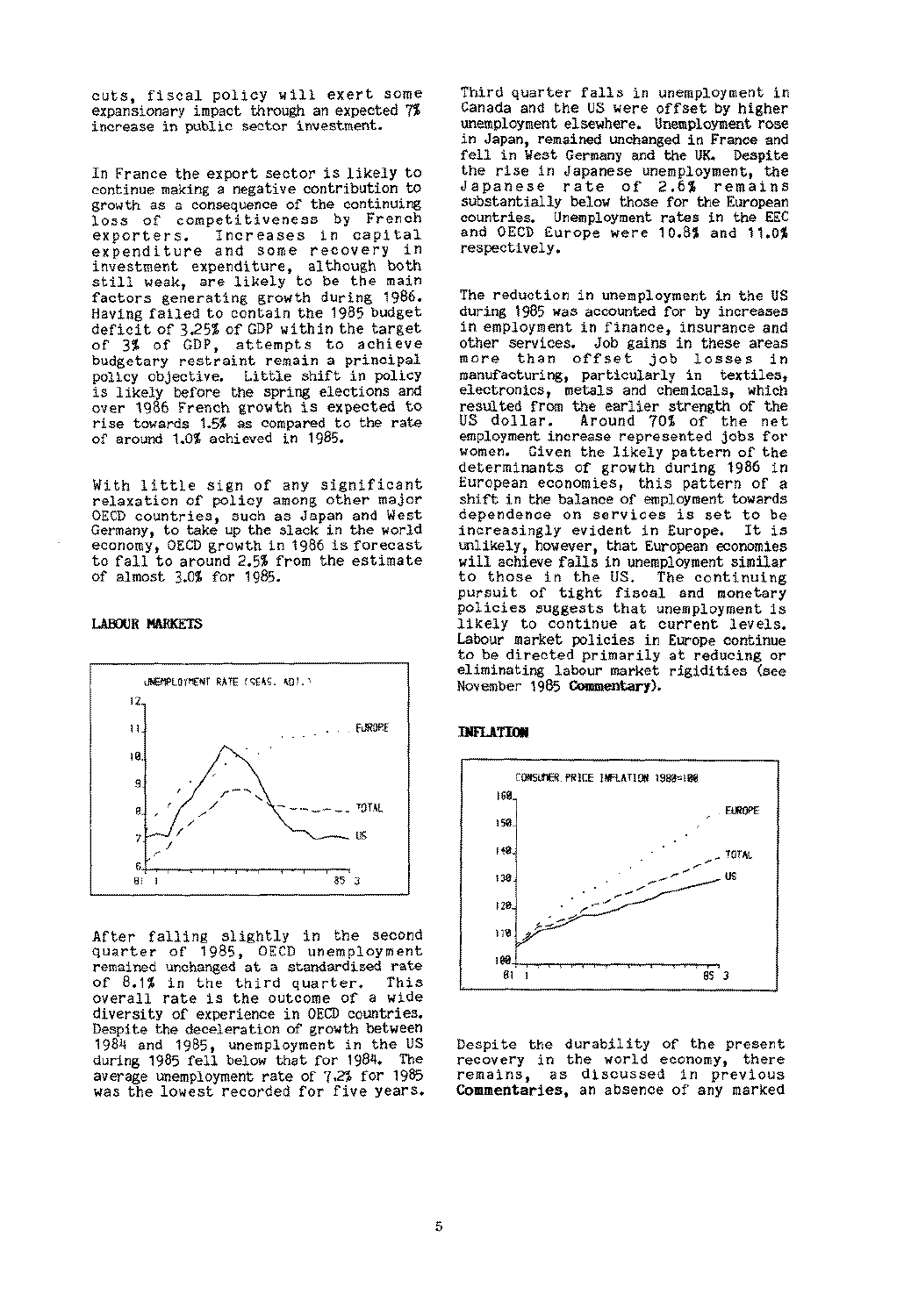cuts, fiscal policy will exert some expansionary impact through an expected 7% increase in public sector investment.

In France the export sector is likely to continue making a negative contribution to growth as a consequence of the continuing loss of competitiveness by French exporters. Increases in capital expenditure and some recovery in investment expenditure, although both still weak, are likely to be the main factors generating growth during 1986. Having failed to contain the 1985 budget deficit of 3.25% of GDP within the target of 3% of GDP, attempts to achieve budgetary restraint remain a principal policy objective. Little shift in policy is likely before the spring elections and over 1986 French growth is expected to rise towards 1.5% as compared to the rate of around 1.0% achieved in 1985.

With little sign of any significant relaxation of policy among other major OECD countries, such as Japan and West Germany, to take up the slack in the world economy, OECD growth in 1986 is forecast to fall to around 2.5% from the estimate of almost 3.0% for 1985.

## LABOUR MARKETS

UNEMPLOYMENT RATE (SEAS. ADJ.)

After falling slightly in the second quarter of 1985, OECD unemployment remained unchanged at a standardised rate of 8.1% in the third quarter. This overall rate is the outcome of a wide diversity of experience in OECD countries. Despite the deceleration of growth between 1984 and 1985, unemployment in the US during 1985 fell below that for 1984. The average unemployment rate of 7.2% for 1985 was the lowest recorded for five years. Third quarter falls in unemployment in Canada and the US were offset by higher unemployment elsewhere. Unemployment rose in Japan, remained unchanged in France and fell in West Germany and the UK. Despite the rise in Japanese unemployment, the Japanese rate of 2.6% remains substantially below those for the European countries. Unemployment rates in the EEC and OECD Europe were 10.8% and 11.0% respectively.

The reduction in unemployment in the US during 1985 was accounted for by increases in employment in finance, insurance and other services. Job gains in these areas more than offset job losses in manufacturing, particularly in textiles, electronics, metals and chemicals, which resulted from the earlier strength of the US dollar. Around 70% of the net employment increase represented jobs for women. Given the likely pattern of the determinants of growth during 1986 in European economies, this pattern of a shift in the balance of employment towards dependence on services is set to be increasingly evident in Europe. It is unlikely, however, that European economies will achieve falls in unemployment similar to those in the US. The continuing pursuit of tight fiscal and monetary policies suggests that unemployment is likely to continue at current levels. Labour market policies in Europe continue to be directed primarily at reducing or eliminating labour market rigidities (see November 1985 **Commentary**).

## INFLATION

CONSUMER PRICE INFLATION 1980=100

Despite the durability of the present recovery in the world economy, there remains, as discussed in previous **Commentaries**, an absence of any marked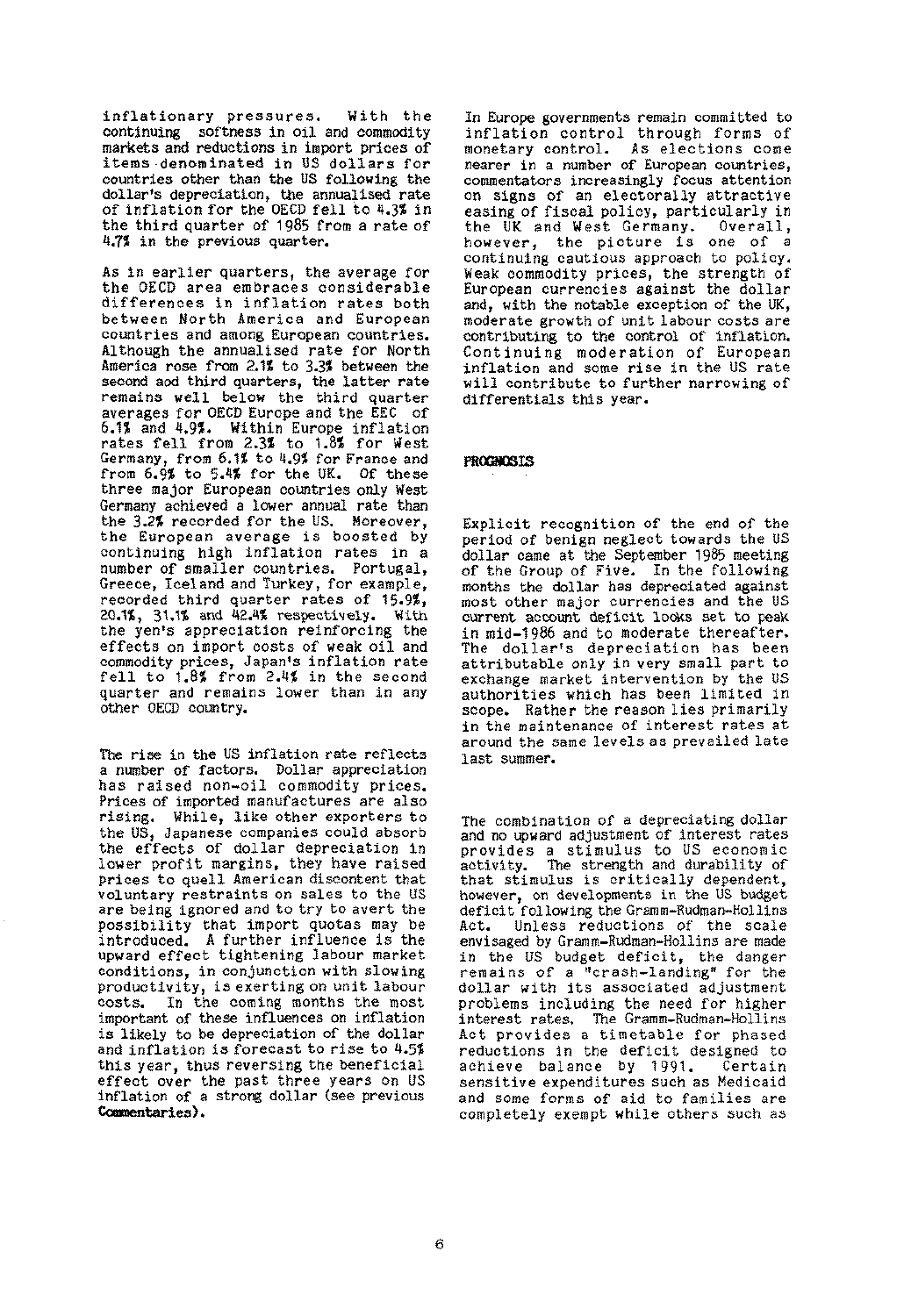inflationary pressures. With the continuing softness in oil and commodity markets and reductions in import prices of items denominated in US dollars for countries other than the US following the dollar's depreciation, the annualised rate of inflation for the OECD fell to 4.3% in the third quarter of 1985 from a rate of 4.7% in the previous quarter.

As in earlier quarters, the average for the OECD area embraces considerable differences in inflation rates both between North America and European countries and among European countries. Although the annualised rate for North America rose from 2.1% to 3.3% between the second and third quarters, the latter rate remains well below the third quarter averages for OECD Europe and the EEC of 6.1% and 4.9%. Within Europe inflation rates fell from 2.3% to 1.8% for West Germany, from 6.1% to 4.9% for France and from 6.9% to 5.4% for the UK. Of these three major European countries only West Germany achieved a lower annual rate than the 3.2% recorded for the US. Moreover, the European average is boosted by continuing high inflation rates in a number of smaller countries. Portugal, Greece, Iceland and Turkey, for example, recorded third quarter rates of 15.9%, 20.1%, 31.1% and 42.4% respectively. With the yen's appreciation reinforcing the effects on import costs of weak oil and commodity prices, Japan's inflation rate fell to 1.8% from 2.4% in the second quarter and remains lower than in any other OECD country.

The rise in the US inflation rate reflects a number of factors. Dollar appreciation has raised non-oil commodity prices. Prices of imported manufactures are also rising. While, like other exporters to the US, Japanese companies could absorb the effects of dollar depreciation in lower profit margins, they have raised prices to quell American discontent that voluntary restraints on sales to the US are being ignored and to try to avert the possibility that import quotas may be introduced. A further influence is the upward effect tightening labour market conditions, in conjunction with slowing productivity, is exerting on unit labour costs. In the coming months the most important of these influences on inflation is likely to be depreciation of the dollar and inflation is forecast to rise to 4.5% this year, thus reversing the beneficial effect over the past three years on US inflation of a strong dollar (see previous **Commentaries**).

In Europe governments remain committed to inflation control through forms of monetary control. As elections come nearer in a number of European countries, commentators increasingly focus attention on signs of an electorally attractive easing of fiscal policy, particularly in the UK and West Germany. Overall, however, the picture is one of a continuing cautious approach to policy. Weak commodity prices, the strength of European currencies against the dollar and, with the notable exception of the UK, moderate growth of unit labour costs are contributing to the control of inflation. Continuing moderation of European inflation and some rise in the US rate will contribute to further narrowing of differentials this year.

## PROGNOSIS

Explicit recognition of the end of the period of benign neglect towards the US dollar came at the September 1985 meeting of the Group of Five. In the following months the dollar has depreciated against most other major currencies and the US current account deficit looks set to peak in mid-1986 and to moderate thereafter. The dollar's depreciation has been attributable only in very small part to exchange market intervention by the US authorities which has been limited in scope. Rather the reason lies primarily in the maintenance of interest rates at around the same levels as prevailed late last summer.

The combination of a depreciating dollar and no upward adjustment of interest rates provides a stimulus to US economic activity. The strength and durability of that stimulus is critically dependent, however, on developments in the US budget deficit following the Gramm-Rudman-Hollins Act. Unless reductions of the scale envisaged by Gramm-Rudman-Hollins are made in the US budget deficit, the danger remains of a "crash-landing" for the dollar with its associated adjustment problems including the need for higher interest rates. The Gramm-Rudman-Hollins Act provides a timetable for phased reductions in the deficit designed to achieve balance by 1991. Certain sensitive expenditures such as Medicaid and some forms of aid to families are completely exempt while others such as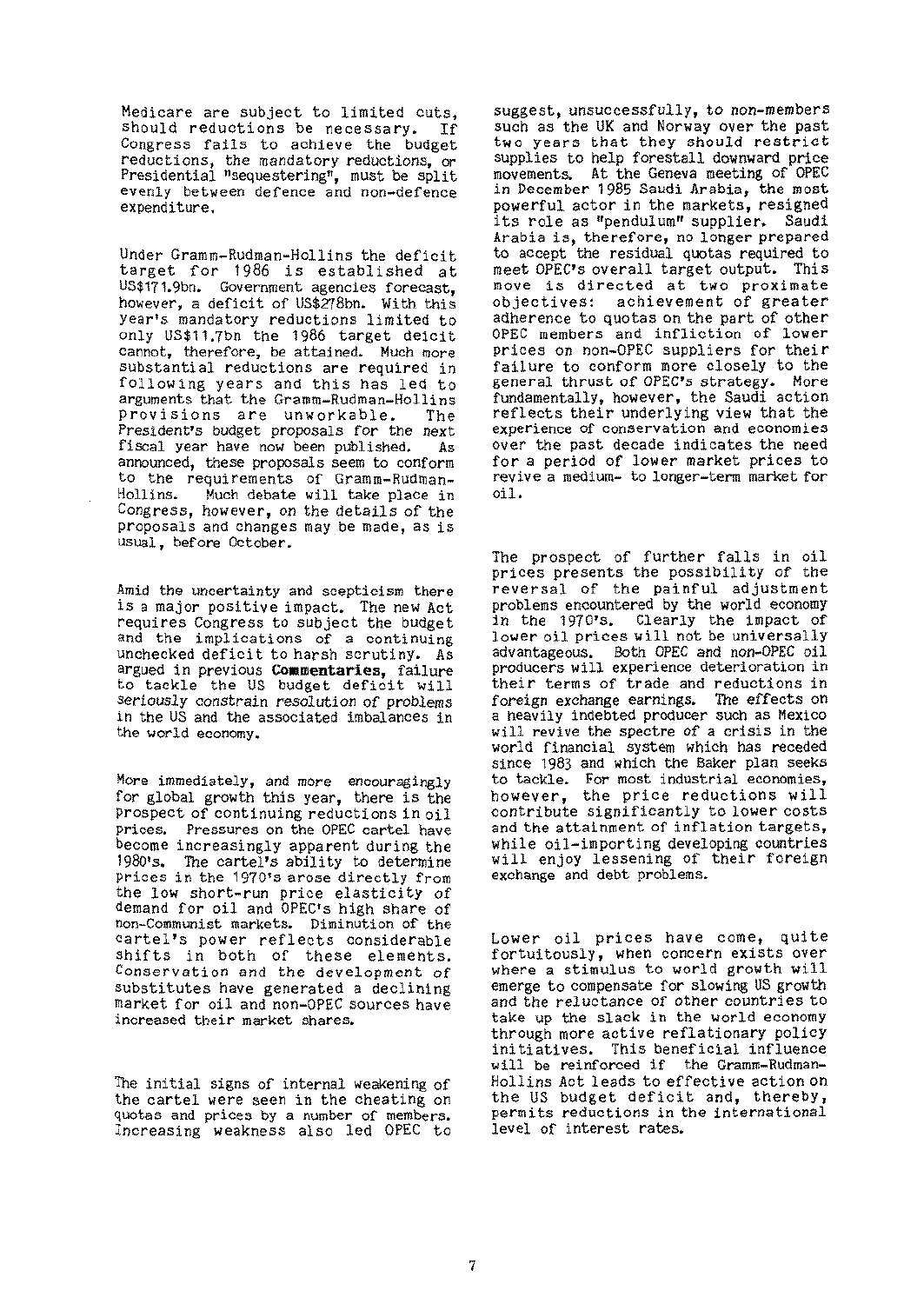Medicare are subject to limited cuts, should reductions be necessary. If Congress fails to achieve the budget reductions, the mandatory reductions, or Presidential "sequestering", must be split evenly between defence and non-defence expenditure.

Under Gramm-Rudman-Hollins the deficit target for 1986 is established at US$171.9bn. Government agencies forecast, however, a deficit of US$278bn. With this year's mandatory reductions limited to only US$11.7bn the 1986 target deicit cannot, therefore, be attained. Much more substantial reductions are required in following years and this has led to arguments that the Gramm-Rudman-Hollins provisions are unworkable. The President's budget proposals for the next fiscal year have now been published. As announced, these proposals seem to conform to the requirements of Gramm-Rudman-Hollins. Much debate will take place in Congress, however, on the details of the proposals and changes may be made, as is usual, before October.

Amid the uncertainty and scepticism there is a major positive impact. The new Act requires Congress to subject the budget and the implications of a continuing unchecked deficit to harsh scrutiny. As argued in previous **Commentaries**, failure to tackle the US budget deficit will seriously constrain resolution of problems in the US and the associated imbalances in the world economy.

More immediately, and more encouragingly for global growth this year, there is the prospect of continuing reductions in oil prices. Pressures on the OPEC cartel have become increasingly apparent during the 1980's. The cartel's ability to determine prices in the 1970's arose directly from the low short-run price elasticity of demand for oil and OPEC's high share of non-Communist markets. Diminution of the cartel's power reflects considerable shifts in both of these elements. Conservation and the development of substitutes have generated a declining market for oil and non-OPEC sources have increased their market shares.

The initial signs of internal weakening of the cartel were seen in the cheating on quotas and prices by a number of members. Increasing weakness also led OPEC to suggest, unsuccessfully, to non-members such as the UK and Norway over the past two years that they should restrict supplies to help forestall downward price movements. At the Geneva meeting of OPEC in December 1985 Saudi Arabia, the most powerful actor in the markets, resigned its role as "pendulum" supplier. Saudi Arabia is, therefore, no longer prepared to accept the residual quotas required to meet OPEC's overall target output. This move is directed at two proximate objectives: achievement of greater adherence to quotas on the part of other OPEC members and infliction of lower prices on non-OPEC suppliers for their failure to conform more closely to the general thrust of OPEC's strategy. More fundamentally, however, the Saudi action reflects their underlying view that the experience of conservation and economies over the past decade indicates the need for a period of lower market prices to revive a medium- to longer-term market for oil.

The prospect of further falls in oil prices presents the possibility of the reversal of the painful adjustment problems encountered by the world economy in the 1970's. Clearly the impact of lower oil prices will not be universally advantageous. Both OPEC and non-OPEC oil producers will experience deterioration in their terms of trade and reductions in foreign exchange earnings. The effects on a heavily indebted producer such as Mexico will revive the spectre of a crisis in the world financial system which has receded since 1983 and which the Baker plan seeks to tackle. For most industrial economies, however, the price reductions will contribute significantly to lower costs and the attainment of inflation targets, while oil-importing developing countries will enjoy lessening of their foreign exchange and debt problems.

Lower oil prices have come, quite fortuitously, when concern exists over where a stimulus to world growth will emerge to compensate for slowing US growth and the reluctance of other countries to take up the slack in the world economy through more active reflationary policy initiatives. This beneficial influence will be reinforced if the Gramm-Rudman-Hollins Act leads to effective action on the US budget deficit and, thereby, permits reductions in the international level of interest rates.